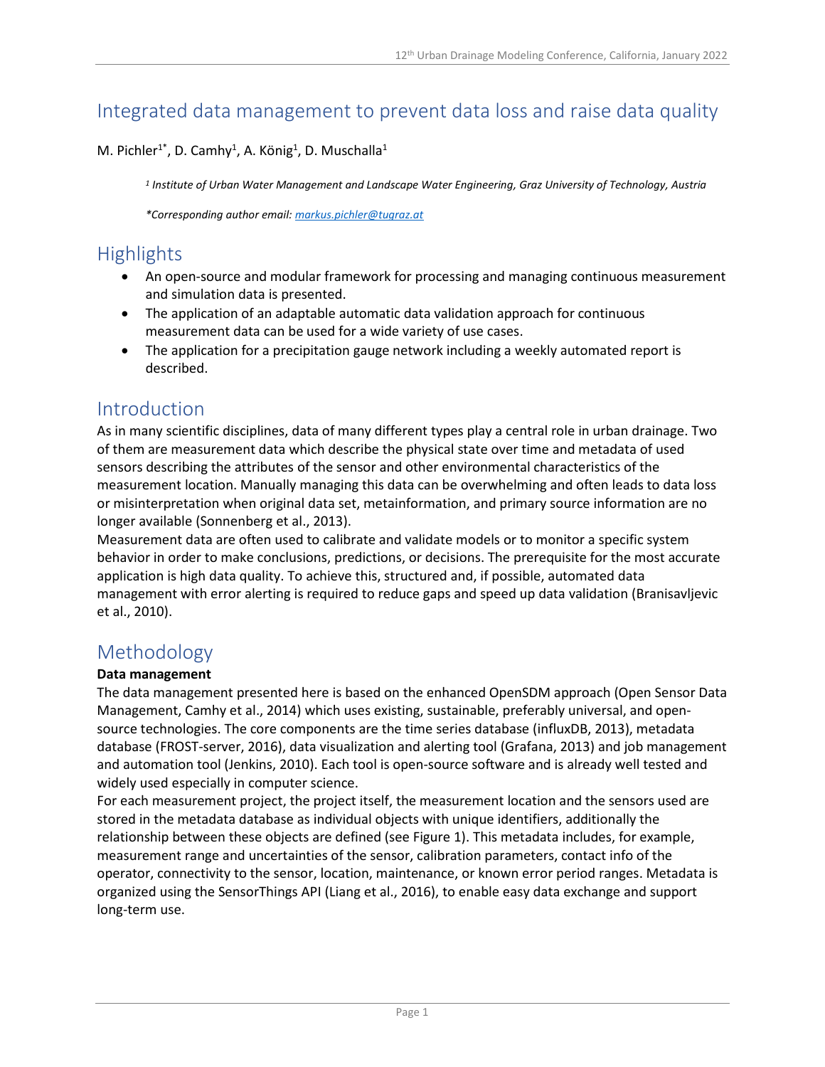# Integrated data management to prevent data loss and raise data quality

M. Pichler[1*], D. Camhy[1], A. König[1], D. Muschalla[1]

*[1] Institute of Urban Water Management and Landscape Water Engineering, Graz University of Technology, Austria*

*\*Corresponding author email: markus.pichler@tugraz.at*

## Highlights

- An open-source and modular framework for processing and managing continuous measurement and simulation data is presented.
- The application of an adaptable automatic data validation approach for continuous measurement data can be used for a wide variety of use cases.
- The application for a precipitation gauge network including a weekly automated report is described.

## Introduction

As in many scientific disciplines, data of many different types play a central role in urban drainage. Two of them are measurement data which describe the physical state over time and metadata of used sensors describing the attributes of the sensor and other environmental characteristics of the measurement location. Manually managing this data can be overwhelming and often leads to data loss or misinterpretation when original data set, metainformation, and primary source information are no longer available (Sonnenberg et al., 2013).

Measurement data are often used to calibrate and validate models or to monitor a specific system behavior in order to make conclusions, predictions, or decisions. The prerequisite for the most accurate application is high data quality. To achieve this, structured and, if possible, automated data management with error alerting is required to reduce gaps and speed up data validation (Branisavljevic et al., 2010).

## Methodology

**Data management**

The data management presented here is based on the enhanced OpenSDM approach (Open Sensor Data Management, Camhy et al., 2014) which uses existing, sustainable, preferably universal, and open-source technologies. The core components are the time series database (influxDB, 2013), metadata database (FROST-server, 2016), data visualization and alerting tool (Grafana, 2013) and job management and automation tool (Jenkins, 2010). Each tool is open-source software and is already well tested and widely used especially in computer science.

For each measurement project, the project itself, the measurement location and the sensors used are stored in the metadata database as individual objects with unique identifiers, additionally the relationship between these objects are defined (see Figure 1). This metadata includes, for example, measurement range and uncertainties of the sensor, calibration parameters, contact info of the operator, connectivity to the sensor, location, maintenance, or known error period ranges. Metadata is organized using the SensorThings API (Liang et al., 2016), to enable easy data exchange and support long-term use.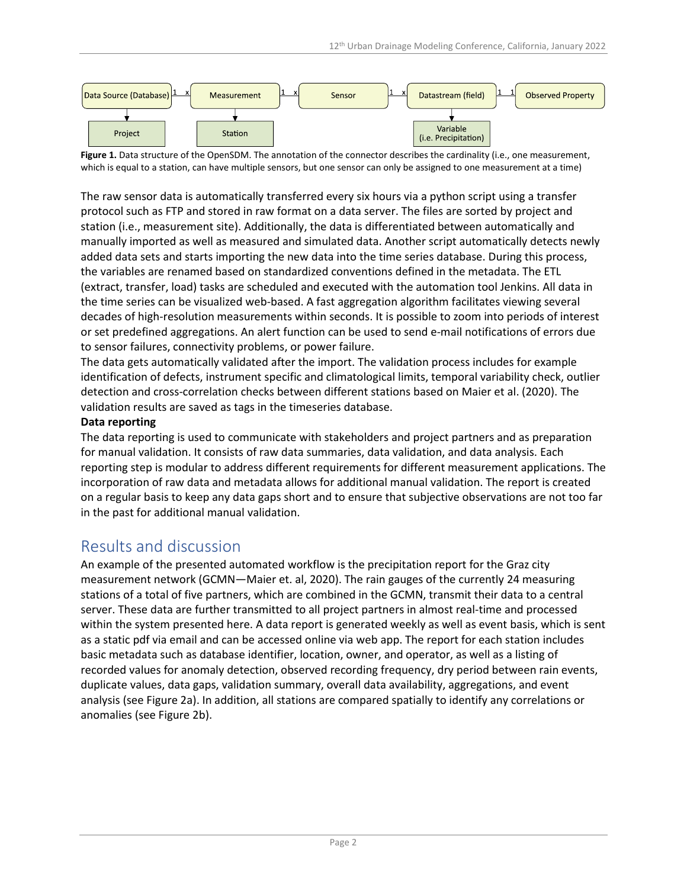**Figure 1.** Data structure of the OpenSDM. The annotation of the connector describes the cardinality (i.e., one measurement, which is equal to a station, can have multiple sensors, but one sensor can only be assigned to one measurement at a time)

The raw sensor data is automatically transferred every six hours via a python script using a transfer protocol such as FTP and stored in raw format on a data server. The files are sorted by project and station (i.e., measurement site). Additionally, the data is differentiated between automatically and manually imported as well as measured and simulated data. Another script automatically detects newly added data sets and starts importing the new data into the time series database. During this process, the variables are renamed based on standardized conventions defined in the metadata. The ETL (extract, transfer, load) tasks are scheduled and executed with the automation tool Jenkins. All data in the time series can be visualized web-based. A fast aggregation algorithm facilitates viewing several decades of high-resolution measurements within seconds. It is possible to zoom into periods of interest or set predefined aggregations. An alert function can be used to send e-mail notifications of errors due to sensor failures, connectivity problems, or power failure.

The data gets automatically validated after the import. The validation process includes for example identification of defects, instrument specific and climatological limits, temporal variability check, outlier detection and cross-correlation checks between different stations based on Maier et al. (2020). The validation results are saved as tags in the timeseries database.

**Data reporting**

The data reporting is used to communicate with stakeholders and project partners and as preparation for manual validation. It consists of raw data summaries, data validation, and data analysis. Each reporting step is modular to address different requirements for different measurement applications. The incorporation of raw data and metadata allows for additional manual validation. The report is created on a regular basis to keep any data gaps short and to ensure that subjective observations are not too far in the past for additional manual validation.

## Results and discussion

An example of the presented automated workflow is the precipitation report for the Graz city measurement network (GCMN—Maier et. al, 2020). The rain gauges of the currently 24 measuring stations of a total of five partners, which are combined in the GCMN, transmit their data to a central server. These data are further transmitted to all project partners in almost real-time and processed within the system presented here. A data report is generated weekly as well as event basis, which is sent as a static pdf via email and can be accessed online via web app. The report for each station includes basic metadata such as database identifier, location, owner, and operator, as well as a listing of recorded values for anomaly detection, observed recording frequency, dry period between rain events, duplicate values, data gaps, validation summary, overall data availability, aggregations, and event analysis (see Figure 2a). In addition, all stations are compared spatially to identify any correlations or anomalies (see Figure 2b).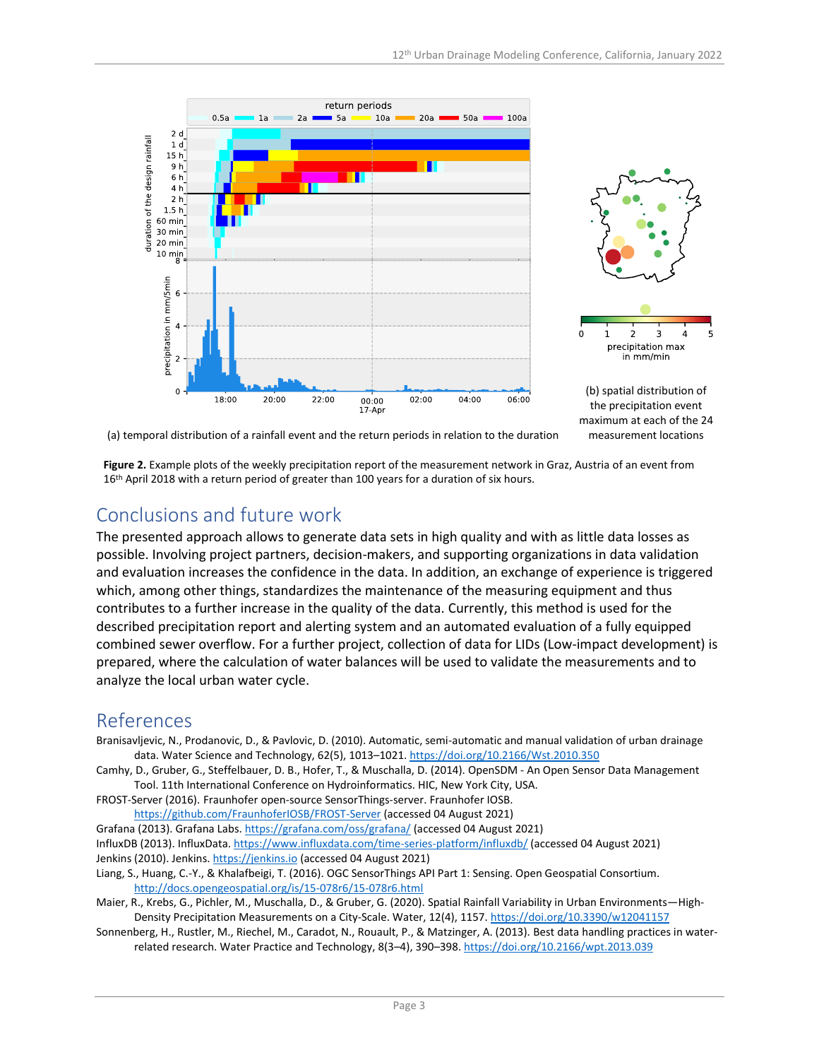return periods

0.5a 1a 2a 5a 10a 20a 50a 100a

duration of the design rainfall

2 d
1 d
15 h
9 h
6 h
4 h
2 h
1.5 h
60 min
30 min
20 min
10 min

precipitation in mm/5min

8
6
4
2
0

18:00 20:00 22:00 00:00 17-Apr 02:00 04:00 06:00

(a) temporal distribution of a rainfall event and the return periods in relation to the duration

0 1 2 3 4 5

precipitation max in mm/min

(b) spatial distribution of the precipitation event maximum at each of the 24 measurement locations

**Figure 2.** Example plots of the weekly precipitation report of the measurement network in Graz, Austria of an event from 16th April 2018 with a return period of greater than 100 years for a duration of six hours.

## Conclusions and future work

The presented approach allows to generate data sets in high quality and with as little data losses as possible. Involving project partners, decision-makers, and supporting organizations in data validation and evaluation increases the confidence in the data. In addition, an exchange of experience is triggered which, among other things, standardizes the maintenance of the measuring equipment and thus contributes to a further increase in the quality of the data. Currently, this method is used for the described precipitation report and alerting system and an automated evaluation of a fully equipped combined sewer overflow. For a further project, collection of data for LIDs (Low-impact development) is prepared, where the calculation of water balances will be used to validate the measurements and to analyze the local urban water cycle.

## References

Branisavljevic, N., Prodanovic, D., & Pavlovic, D. (2010). Automatic, semi-automatic and manual validation of urban drainage data. Water Science and Technology, 62(5), 1013–1021. https://doi.org/10.2166/Wst.2010.350

Camhy, D., Gruber, G., Steffelbauer, D. B., Hofer, T., & Muschalla, D. (2014). OpenSDM - An Open Sensor Data Management Tool. 11th International Conference on Hydroinformatics. HIC, New York City, USA.

FROST-Server (2016). Fraunhofer open-source SensorThings-server. Fraunhofer IOSB. https://github.com/FraunhoferIOSB/FROST-Server (accessed 04 August 2021)

Grafana (2013). Grafana Labs. https://grafana.com/oss/grafana/ (accessed 04 August 2021)

InfluxDB (2013). InfluxData. https://www.influxdata.com/time-series-platform/influxdb/ (accessed 04 August 2021)

Jenkins (2010). Jenkins. https://jenkins.io (accessed 04 August 2021)

Liang, S., Huang, C.-Y., & Khalafbeigi, T. (2016). OGC SensorThings API Part 1: Sensing. Open Geospatial Consortium. http://docs.opengeospatial.org/is/15-078r6/15-078r6.html

Maier, R., Krebs, G., Pichler, M., Muschalla, D., & Gruber, G. (2020). Spatial Rainfall Variability in Urban Environments—High-Density Precipitation Measurements on a City-Scale. Water, 12(4), 1157. https://doi.org/10.3390/w12041157

Sonnenberg, H., Rustler, M., Riechel, M., Caradot, N., Rouault, P., & Matzinger, A. (2013). Best data handling practices in water-related research. Water Practice and Technology, 8(3–4), 390–398. https://doi.org/10.2166/wpt.2013.039